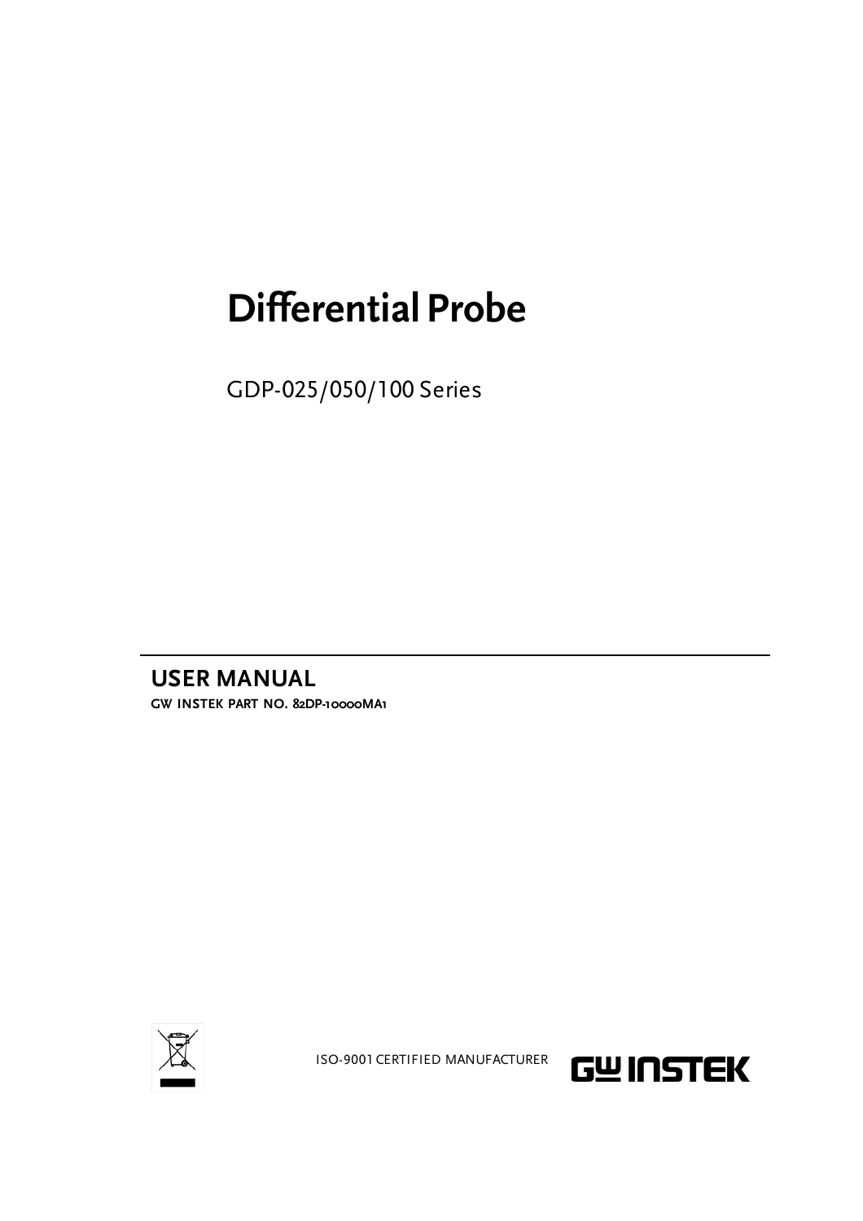# Differential Probe

GDP-025/050/100 Series

## USER MANUAL

GW INSTEK PART NO. 82DP-10000MA1

ISO-9001 CERTIFIED MANUFACTURER

GW INSTEK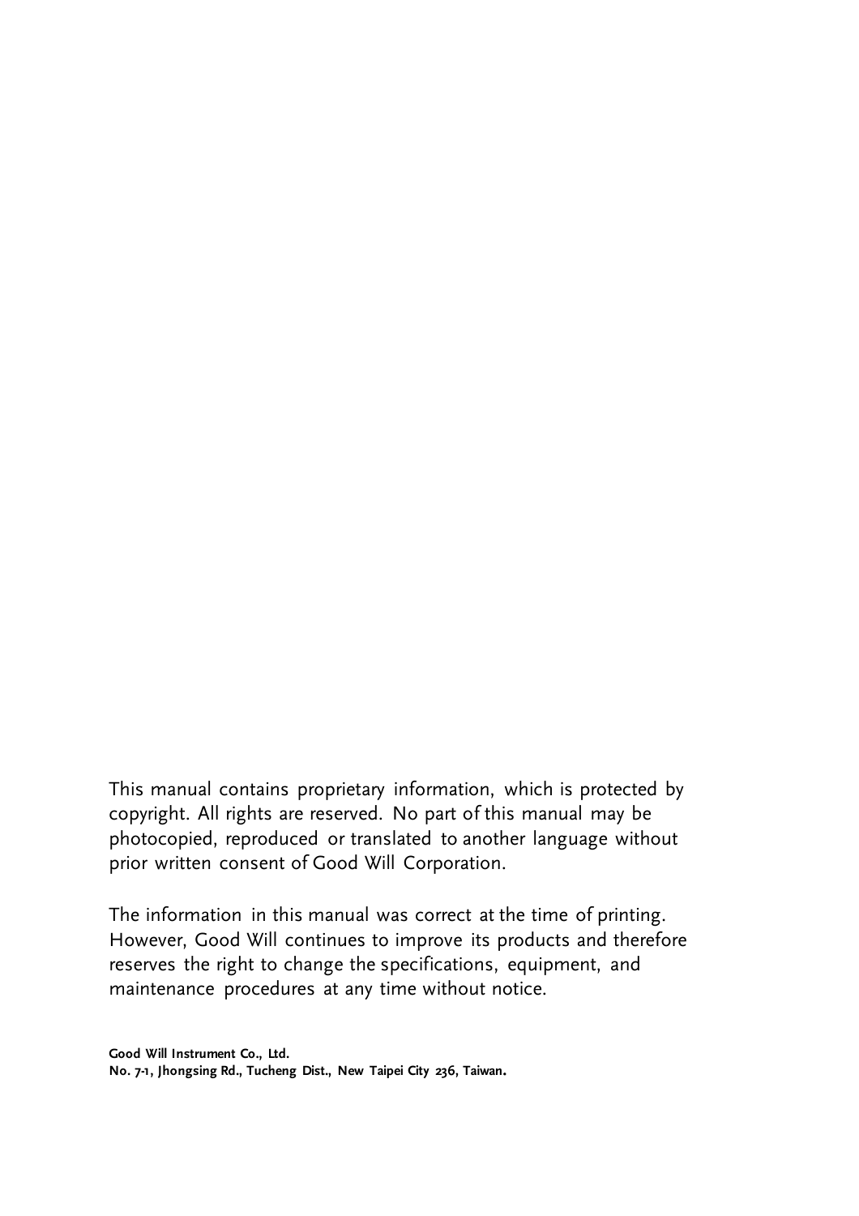This manual contains proprietary information, which is protected by copyright. All rights are reserved. No part of this manual may be photocopied, reproduced or translated to another language without prior written consent of Good Will Corporation.

The information in this manual was correct at the time of printing. However, Good Will continues to improve its products and therefore reserves the right to change the specifications, equipment, and maintenance procedures at any time without notice.

**Good Will Instrument Co., Ltd.**
**No. 7-1, Jhongsing Rd., Tucheng Dist., New Taipei City 236, Taiwan.**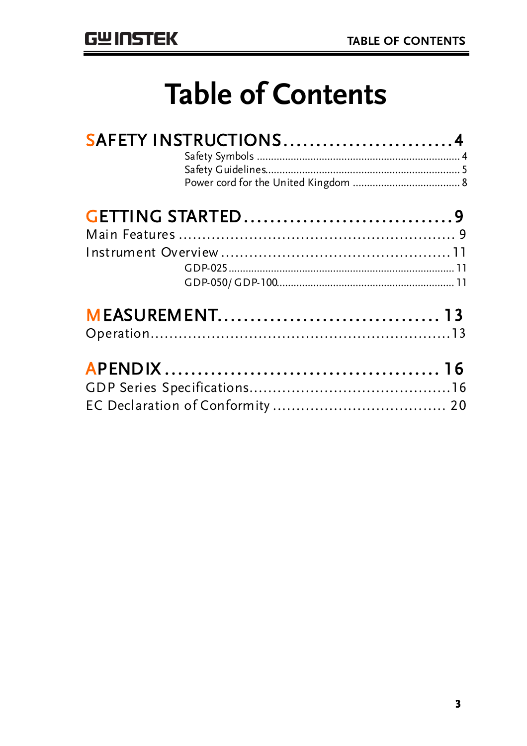# Table of Contents

SAFETY INSTRUCTIONS .......................... 4

- Safety Symbols ........................................ 4
- Safety Guidelines........................................ 5
- Power cord for the United Kingdom ..................... 8

GETTING STARTED ................................ 9

Main Features ................................................ 9

Instrument Overview ...................................... 11

- GDP-025 ........................................................ 11
- GDP-050/ GDP-100 ........................................ 11

MEASUREMENT .................................. 13

Operation ...................................................... 13

APENDIX ........................................... 16

GDP Series Specifications .................................. 16

EC Declaration of Conformity ............................ 20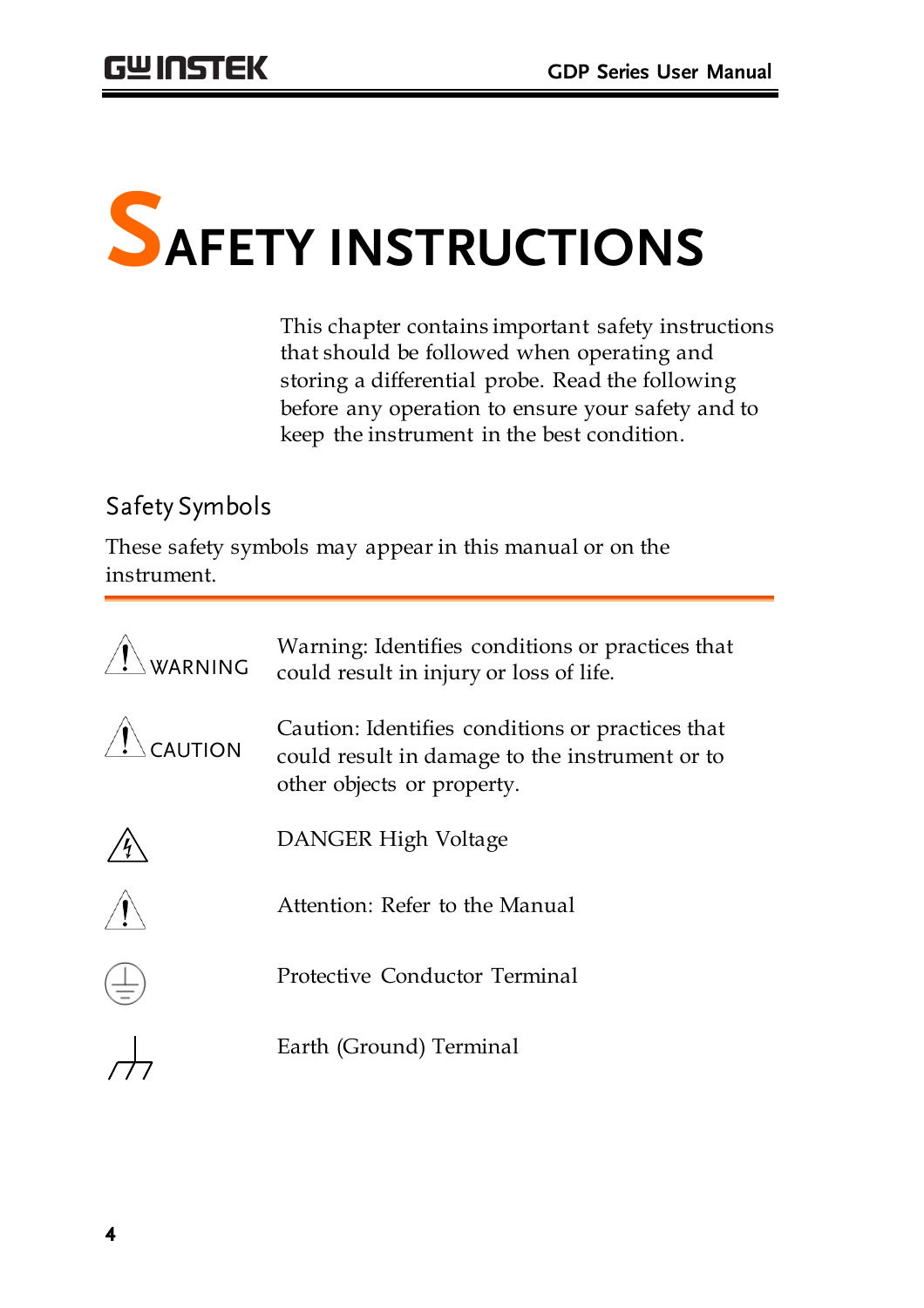# SAFETY INSTRUCTIONS

This chapter contains important safety instructions that should be followed when operating and storing a differential probe. Read the following before any operation to ensure your safety and to keep the instrument in the best condition.

## Safety Symbols

These safety symbols may appear in this manual or on the instrument.

| Symbol | Description |
|---|---|
| WARNING | Warning: Identifies conditions or practices that could result in injury or loss of life. |
| CAUTION | Caution: Identifies conditions or practices that could result in damage to the instrument or to other objects or property. |
| | DANGER High Voltage |
| | Attention: Refer to the Manual |
| | Protective Conductor Terminal |
| | Earth (Ground) Terminal |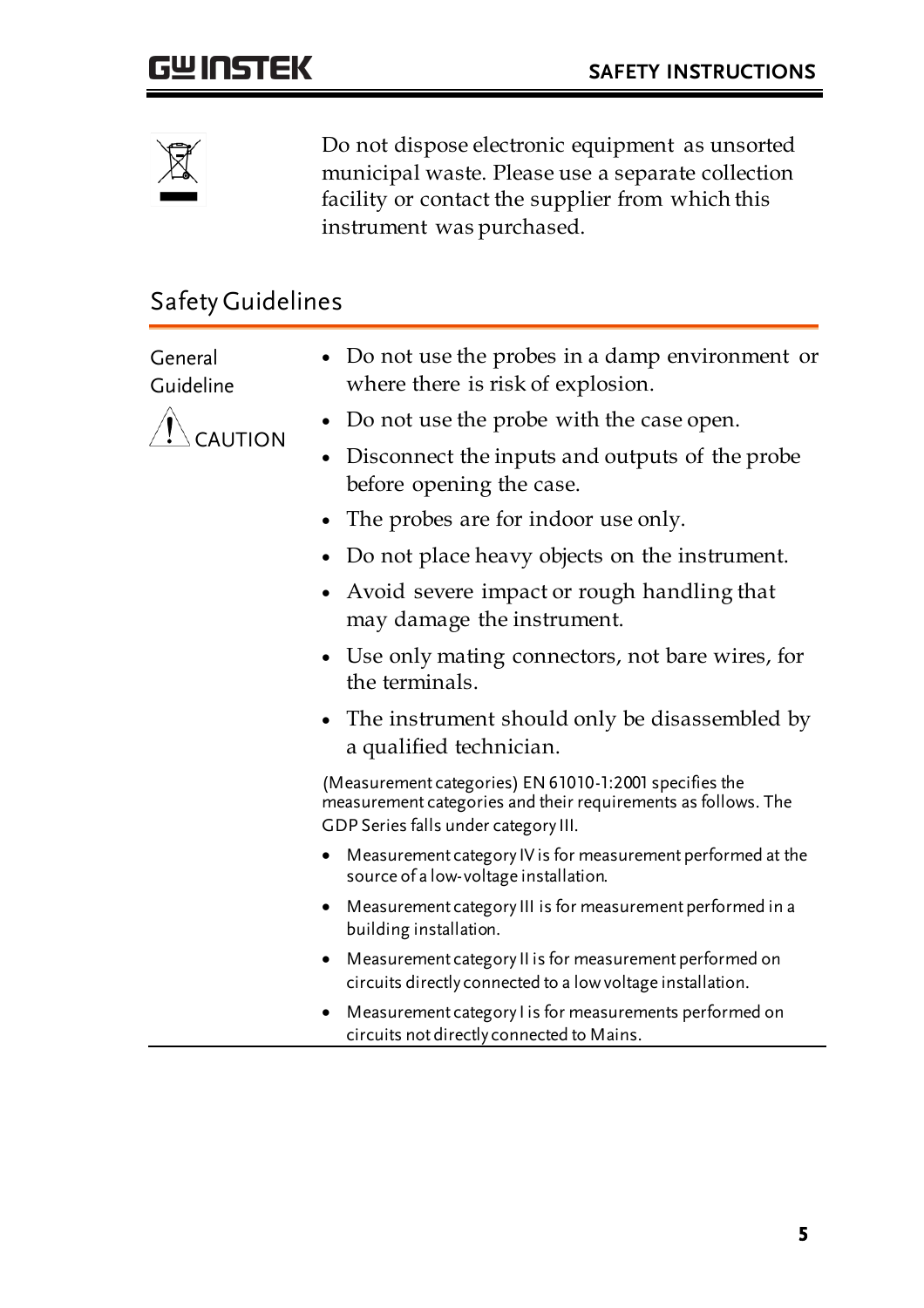Do not dispose electronic equipment as unsorted municipal waste. Please use a separate collection facility or contact the supplier from which this instrument was purchased.

## Safety Guidelines

**General Guideline**

CAUTION

- Do not use the probes in a damp environment or where there is risk of explosion.
- Do not use the probe with the case open.
- Disconnect the inputs and outputs of the probe before opening the case.
- The probes are for indoor use only.
- Do not place heavy objects on the instrument.
- Avoid severe impact or rough handling that may damage the instrument.
- Use only mating connectors, not bare wires, for the terminals.
- The instrument should only be disassembled by a qualified technician.

(Measurement categories) EN 61010-1:2001 specifies the measurement categories and their requirements as follows. The GDP Series falls under category III.

- Measurement category IV is for measurement performed at the source of a low-voltage installation.
- Measurement category III is for measurement performed in a building installation.
- Measurement category II is for measurement performed on circuits directly connected to a low voltage installation.
- Measurement category I is for measurements performed on circuits not directly connected to Mains.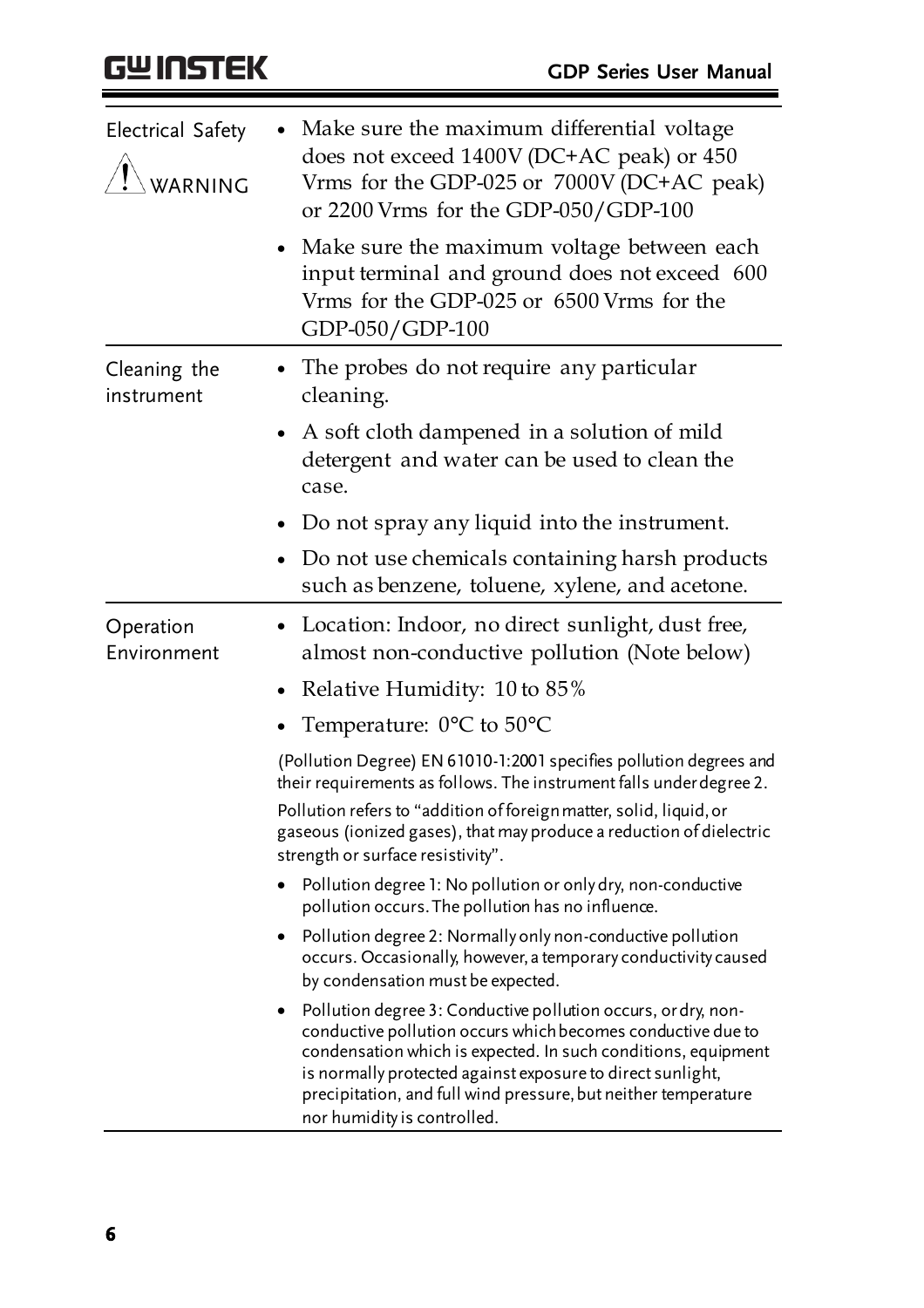| | |
|---|---|
| Electrical Safety<br>⚠ WARNING | • Make sure the maximum differential voltage does not exceed 1400V (DC+AC peak) or 450 Vrms for the GDP-025 or 7000V (DC+AC peak) or 2200 Vrms for the GDP-050/GDP-100<br>• Make sure the maximum voltage between each input terminal and ground does not exceed 600 Vrms for the GDP-025 or 6500 Vrms for the GDP-050/GDP-100 |
| Cleaning the instrument | • The probes do not require any particular cleaning.<br>• A soft cloth dampened in a solution of mild detergent and water can be used to clean the case.<br>• Do not spray any liquid into the instrument.<br>• Do not use chemicals containing harsh products such as benzene, toluene, xylene, and acetone. |
| Operation Environment | • Location: Indoor, no direct sunlight, dust free, almost non-conductive pollution (Note below)<br>• Relative Humidity: 10 to 85%<br>• Temperature: 0°C to 50°C<br>(Pollution Degree) EN 61010-1:2001 specifies pollution degrees and their requirements as follows. The instrument falls under degree 2.<br>Pollution refers to "addition of foreign matter, solid, liquid, or gaseous (ionized gases), that may produce a reduction of dielectric strength or surface resistivity".<br>• Pollution degree 1: No pollution or only dry, non-conductive pollution occurs. The pollution has no influence.<br>• Pollution degree 2: Normally only non-conductive pollution occurs. Occasionally, however, a temporary conductivity caused by condensation must be expected.<br>• Pollution degree 3: Conductive pollution occurs, or dry, non-conductive pollution occurs which becomes conductive due to condensation which is expected. In such conditions, equipment is normally protected against exposure to direct sunlight, precipitation, and full wind pressure, but neither temperature nor humidity is controlled. |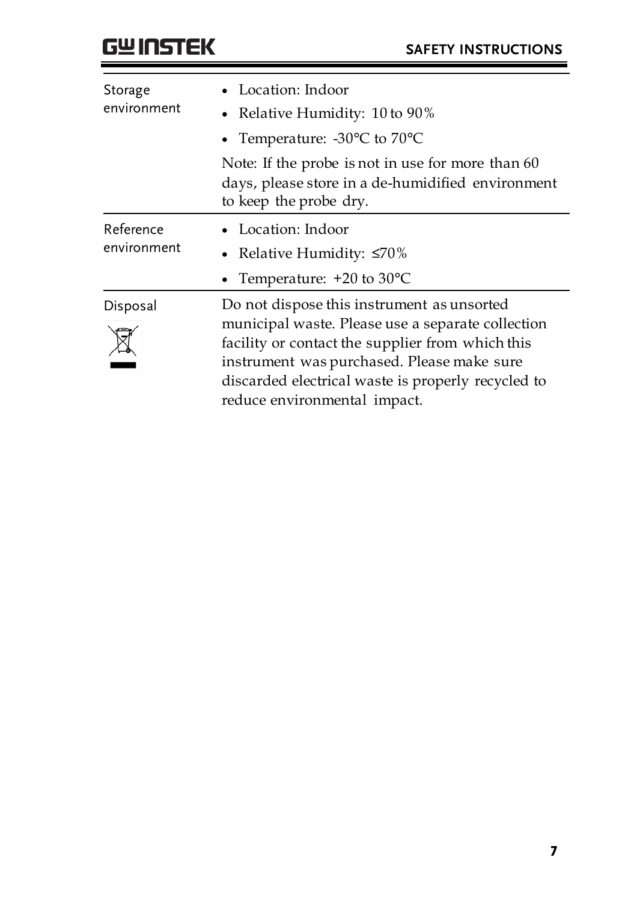| | |
|---|---|
| Storage environment | • Location: Indoor<br>• Relative Humidity: 10 to 90%<br>• Temperature: -30°C to 70°C<br>Note: If the probe is not in use for more than 60 days, please store in a de-humidified environment to keep the probe dry. |
| Reference environment | • Location: Indoor<br>• Relative Humidity: ≤70%<br>• Temperature: +20 to 30°C |
| Disposal | Do not dispose this instrument as unsorted municipal waste. Please use a separate collection facility or contact the supplier from which this instrument was purchased. Please make sure discarded electrical waste is properly recycled to reduce environmental impact. |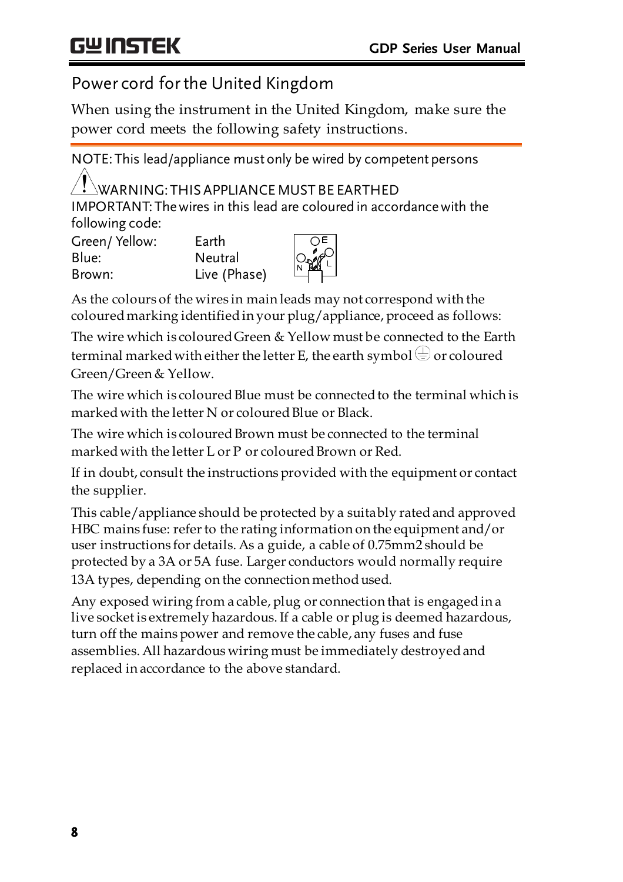## Power cord for the United Kingdom

When using the instrument in the United Kingdom, make sure the power cord meets the following safety instructions.

NOTE: This lead/appliance must only be wired by competent persons

⚠ WARNING: THIS APPLIANCE MUST BE EARTHED

IMPORTANT: The wires in this lead are coloured in accordance with the following code:

| | |
|---|---|
| Green/ Yellow: | Earth |
| Blue: | Neutral |
| Brown: | Live (Phase) |

As the colours of the wires in main leads may not correspond with the coloured marking identified in your plug/appliance, proceed as follows:

The wire which is coloured Green & Yellow must be connected to the Earth terminal marked with either the letter E, the earth symbol ⏚ or coloured Green/Green & Yellow.

The wire which is coloured Blue must be connected to the terminal which is marked with the letter N or coloured Blue or Black.

The wire which is coloured Brown must be connected to the terminal marked with the letter L or P or coloured Brown or Red.

If in doubt, consult the instructions provided with the equipment or contact the supplier.

This cable/appliance should be protected by a suitably rated and approved HBC mains fuse: refer to the rating information on the equipment and/or user instructions for details. As a guide, a cable of 0.75mm2 should be protected by a 3A or 5A fuse. Larger conductors would normally require 13A types, depending on the connection method used.

Any exposed wiring from a cable, plug or connection that is engaged in a live socket is extremely hazardous. If a cable or plug is deemed hazardous, turn off the mains power and remove the cable, any fuses and fuse assemblies. All hazardous wiring must be immediately destroyed and replaced in accordance to the above standard.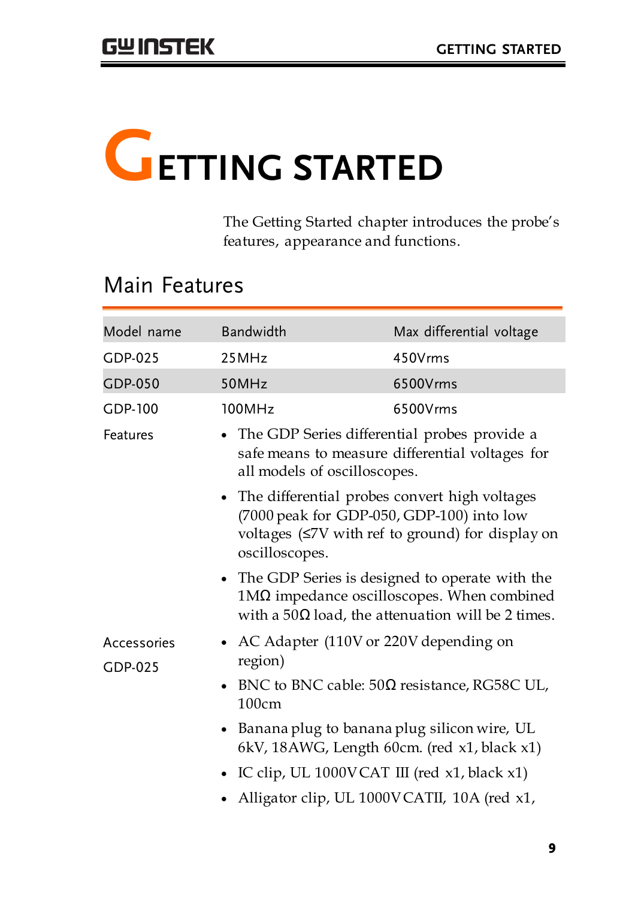# Getting Started

The Getting Started chapter introduces the probe's features, appearance and functions.

## Main Features

| Model name | Bandwidth | Max differential voltage |
|---|---|---|
| GDP-025 | 25MHz | 450Vrms |
| GDP-050 | 50MHz | 6500Vrms |
| GDP-100 | 100MHz | 6500Vrms |

Features

- The GDP Series differential probes provide a safe means to measure differential voltages for all models of oscilloscopes.
- The differential probes convert high voltages (7000 peak for GDP-050, GDP-100) into low voltages (≤7V with ref to ground) for display on oscilloscopes.
- The GDP Series is designed to operate with the 1MΩ impedance oscilloscopes. When combined with a 50Ω load, the attenuation will be 2 times.

Accessories GDP-025

- AC Adapter (110V or 220V depending on region)
- BNC to BNC cable: 50Ω resistance, RG58C UL, 100cm
- Banana plug to banana plug silicon wire, UL 6kV, 18AWG, Length 60cm. (red x1, black x1)
- IC clip, UL 1000V CAT III (red x1, black x1)
- Alligator clip, UL 1000V CATII, 10A (red x1,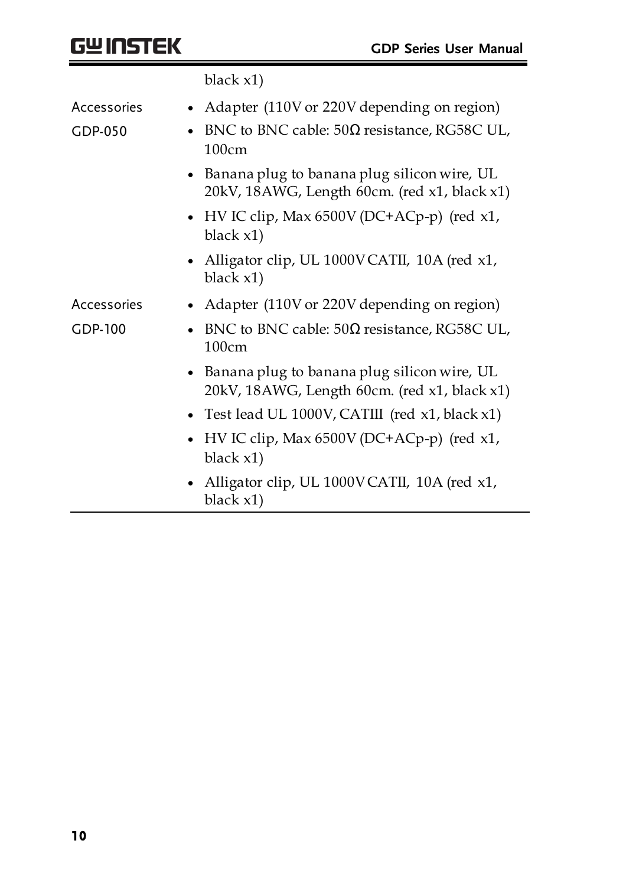black x1)

| | |
|---|---|
| Accessories GDP-050 | • Adapter (110V or 220V depending on region)<br>• BNC to BNC cable: 50Ω resistance, RG58C UL, 100cm<br>• Banana plug to banana plug silicon wire, UL 20kV, 18AWG, Length 60cm. (red x1, black x1)<br>• HV IC clip, Max 6500V (DC+ACp-p) (red x1, black x1)<br>• Alligator clip, UL 1000V CATII, 10A (red x1, black x1) |
| Accessories GDP-100 | • Adapter (110V or 220V depending on region)<br>• BNC to BNC cable: 50Ω resistance, RG58C UL, 100cm<br>• Banana plug to banana plug silicon wire, UL 20kV, 18AWG, Length 60cm. (red x1, black x1)<br>• Test lead UL 1000V, CATIII (red x1, black x1)<br>• HV IC clip, Max 6500V (DC+ACp-p) (red x1, black x1)<br>• Alligator clip, UL 1000V CATII, 10A (red x1, black x1) |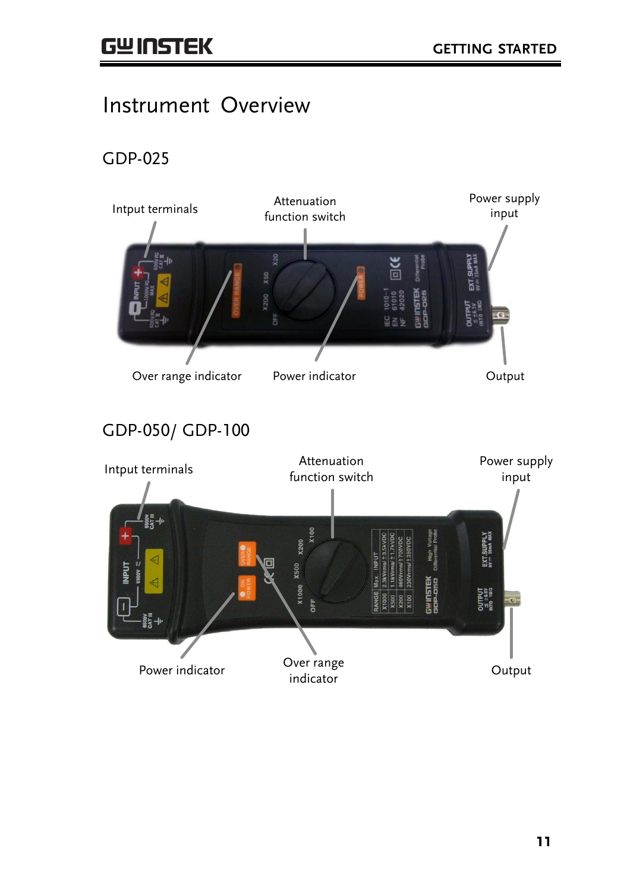# Instrument Overview

## GDP-025

Intput terminals

Attenuation function switch

Power supply input

Over range indicator

Power indicator

Output

## GDP-050/ GDP-100

Intput terminals

Attenuation function switch

Power supply input

Power indicator

Over range indicator

Output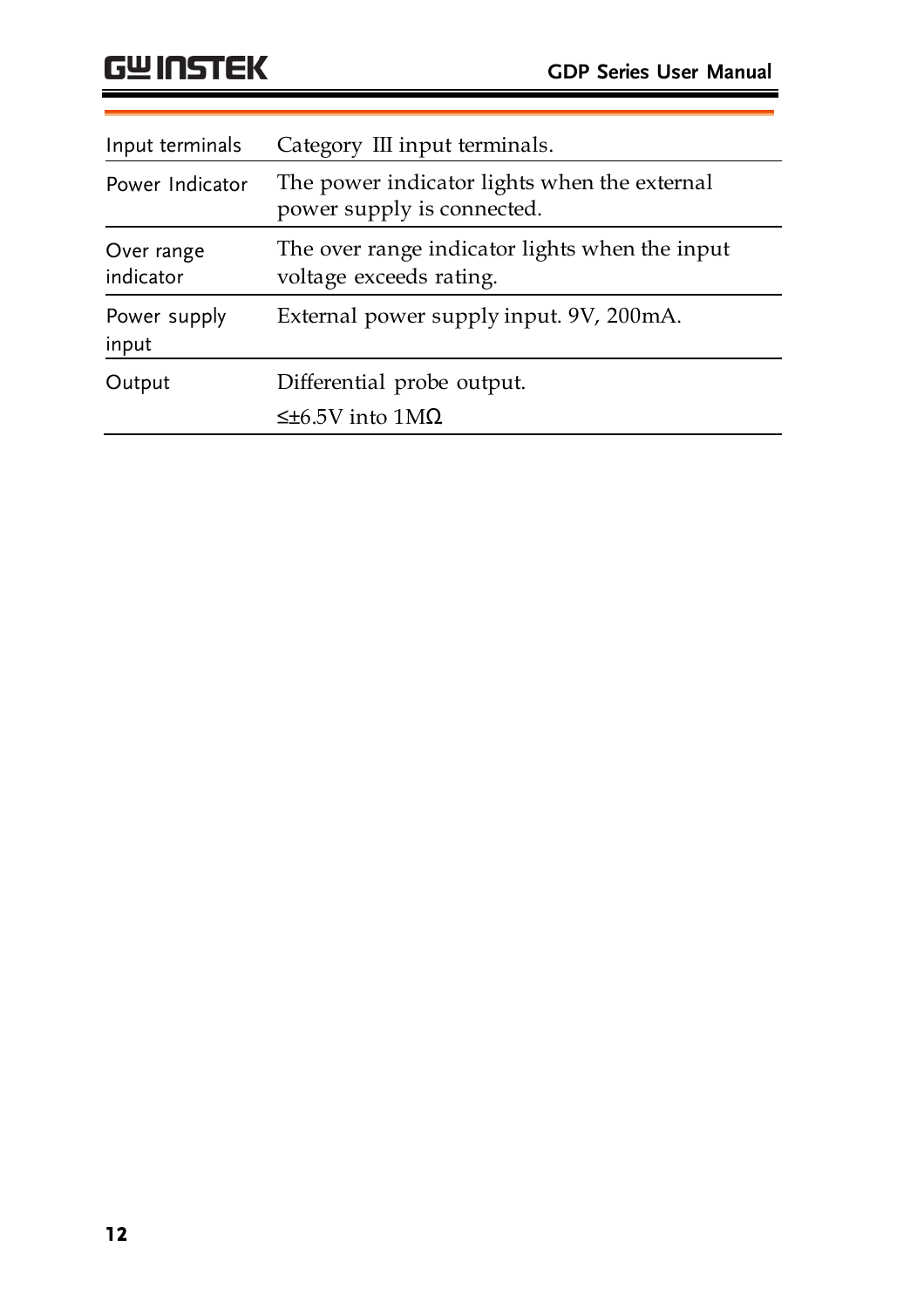| | |
|---|---|
| Input terminals | Category III input terminals. |
| Power Indicator | The power indicator lights when the external power supply is connected. |
| Over range indicator | The over range indicator lights when the input voltage exceeds rating. |
| Power supply input | External power supply input. 9V, 200mA. |
| Output | Differential probe output.<br>≤±6.5V into 1MΩ |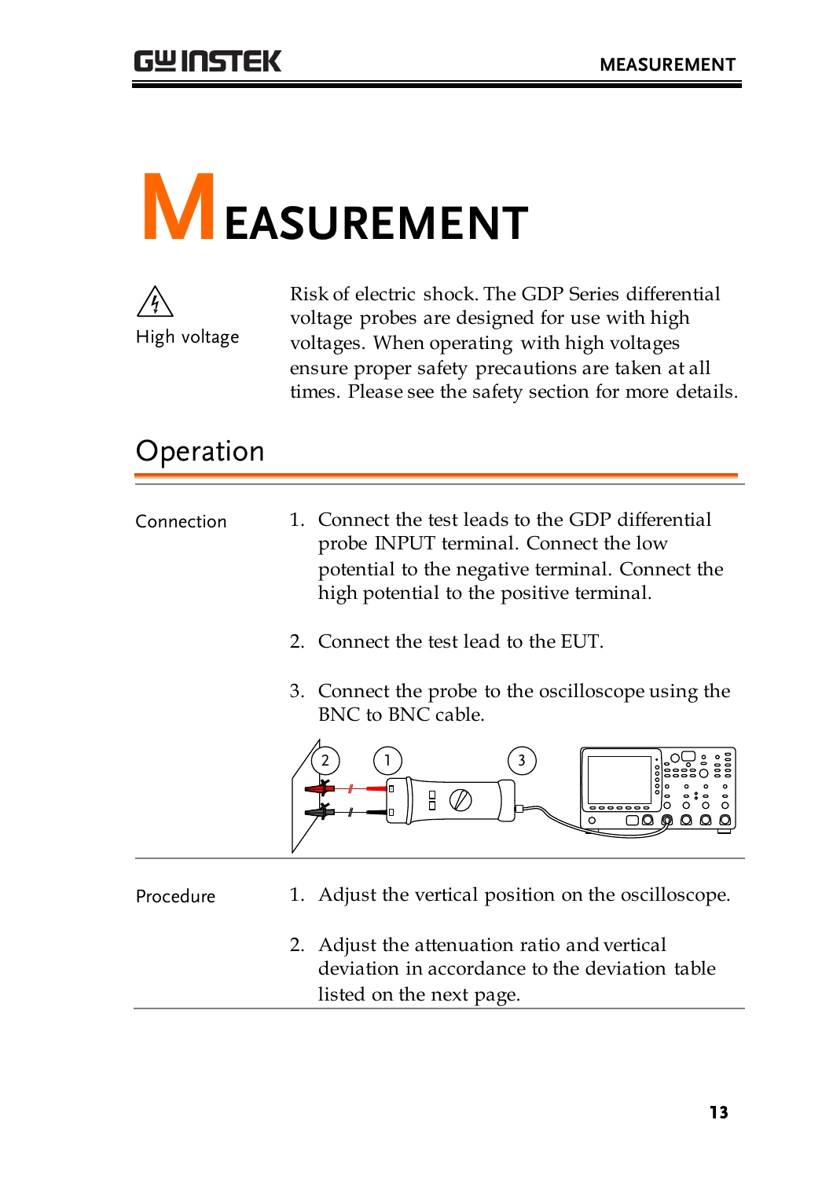# MEASUREMENT

**High voltage**

Risk of electric shock. The GDP Series differential voltage probes are designed for use with high voltages. When operating with high voltages ensure proper safety precautions are taken at all times. Please see the safety section for more details.

## Operation

**Connection**

1. Connect the test leads to the GDP differential probe INPUT terminal. Connect the low potential to the negative terminal. Connect the high potential to the positive terminal.
2. Connect the test lead to the EUT.
3. Connect the probe to the oscilloscope using the BNC to BNC cable.

**Procedure**

1. Adjust the vertical position on the oscilloscope.
2. Adjust the attenuation ratio and vertical deviation in accordance to the deviation table listed on the next page.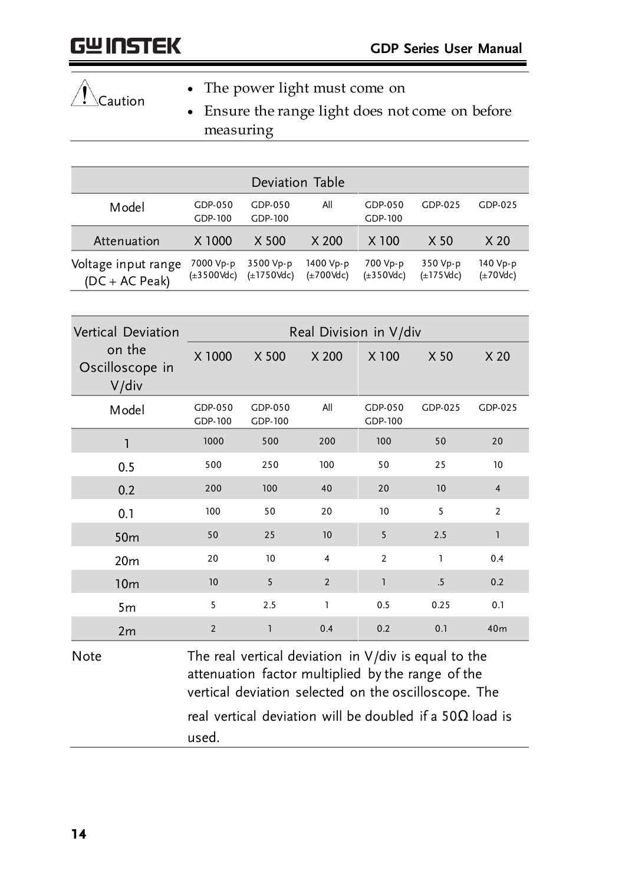| Caution | • The power light must come on<br>• Ensure the range light does not come on before measuring |
|---|---|

| Deviation Table | | | | | | |
|---|---|---|---|---|---|---|
| Model | GDP-050 GDP-100 | GDP-050 GDP-100 | All | GDP-050 GDP-100 | GDP-025 | GDP-025 |
| Attenuation | X 1000 | X 500 | X 200 | X 100 | X 50 | X 20 |
| Voltage input range (DC + AC Peak) | 7000 Vp-p (±3500Vdc) | 3500 Vp-p (±1750Vdc) | 1400 Vp-p (±700Vdc) | 700 Vp-p (±350Vdc) | 350 Vp-p (±175Vdc) | 140 Vp-p (±70Vdc) |

| Vertical Deviation on the Oscilloscope in V/div | Real Division in V/div | | | | | |
|---|---|---|---|---|---|---|
| | X 1000 | X 500 | X 200 | X 100 | X 50 | X 20 |
| Model | GDP-050 GDP-100 | GDP-050 GDP-100 | All | GDP-050 GDP-100 | GDP-025 | GDP-025 |
| 1 | 1000 | 500 | 200 | 100 | 50 | 20 |
| 0.5 | 500 | 250 | 100 | 50 | 25 | 10 |
| 0.2 | 200 | 100 | 40 | 20 | 10 | 4 |
| 0.1 | 100 | 50 | 20 | 10 | 5 | 2 |
| 50m | 50 | 25 | 10 | 5 | 2.5 | 1 |
| 20m | 20 | 10 | 4 | 2 | 1 | 0.4 |
| 10m | 10 | 5 | 2 | 1 | .5 | 0.2 |
| 5m | 5 | 2.5 | 1 | 0.5 | 0.25 | 0.1 |
| 2m | 2 | 1 | 0.4 | 0.2 | 0.1 | 40m |

| Note | The real vertical deviation in V/div is equal to the attenuation factor multiplied by the range of the vertical deviation selected on the oscilloscope. The real vertical deviation will be doubled if a 50Ω load is used. |
|---|---|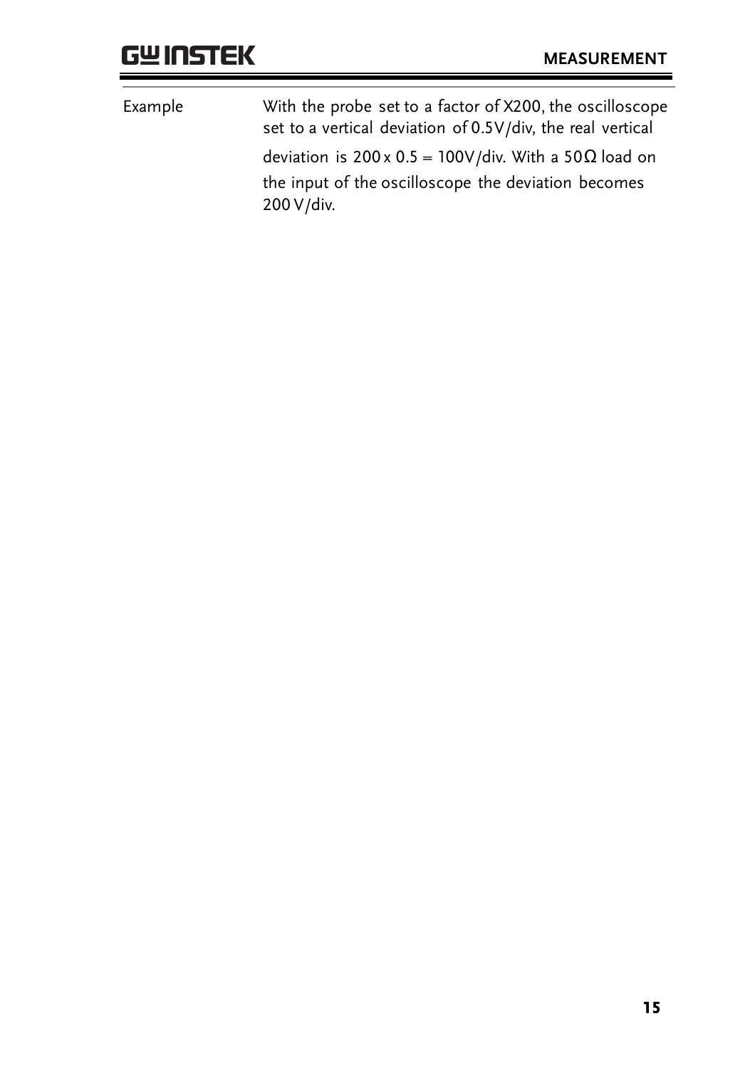Example

With the probe set to a factor of X200, the oscilloscope set to a vertical deviation of 0.5V/div, the real vertical deviation is 200 x 0.5 = 100V/div. With a 50Ω load on the input of the oscilloscope the deviation becomes 200 V/div.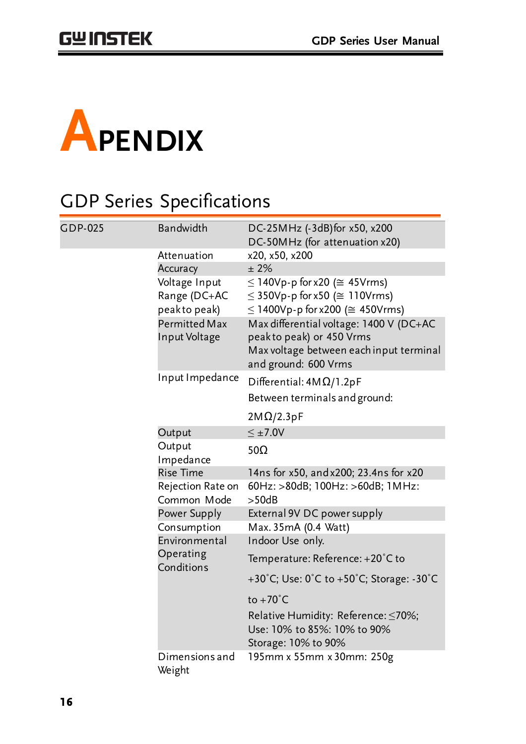# APENDIX

## GDP Series Specifications

| | | |
|---|---|---|
| GDP-025 | Bandwidth | DC-25MHz (-3dB)for x50, x200<br>DC-50MHz (for attenuation x20) |
| | Attenuation | x20, x50, x200 |
| | Accuracy | ± 2% |
| | Voltage Input Range (DC+AC peak to peak) | ≤ 140Vp-p for x20 (≅ 45Vrms)<br>≤ 350Vp-p for x50 (≅ 110Vrms)<br>≤ 1400Vp-p for x200 (≅ 450Vrms) |
| | Permitted Max Input Voltage | Max differential voltage: 1400 V (DC+AC peak to peak) or 450 Vrms<br>Max voltage between each input terminal and ground: 600 Vrms |
| | Input Impedance | Differential: 4MΩ/1.2pF<br>Between terminals and ground:<br>2MΩ/2.3pF |
| | Output | ≤ ±7.0V |
| | Output Impedance | 50Ω |
| | Rise Time | 14ns for x50, and x200; 23.4ns for x20 |
| | Rejection Rate on Common Mode | 60Hz: >80dB; 100Hz: >60dB; 1MHz: >50dB |
| | Power Supply | External 9V DC power supply |
| | Consumption | Max. 35mA (0.4 Watt) |
| | Environmental Operating Conditions | Indoor Use only.<br>Temperature: Reference: +20°C to +30°C; Use: 0°C to +50°C; Storage: -30°C to +70°C<br>Relative Humidity: Reference: ≤70%; Use: 10% to 85%: 10% to 90%<br>Storage: 10% to 90% |
| | Dimensions and Weight | 195mm x 55mm x 30mm: 250g |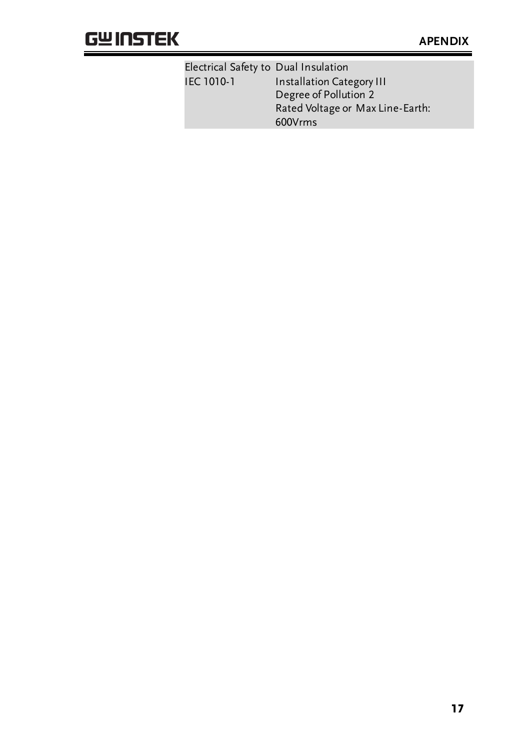| | |
|---|---|
| Electrical Safety to IEC 1010-1 | Dual Insulation<br>Installation Category III<br>Degree of Pollution 2<br>Rated Voltage or Max Line-Earth: 600Vrms |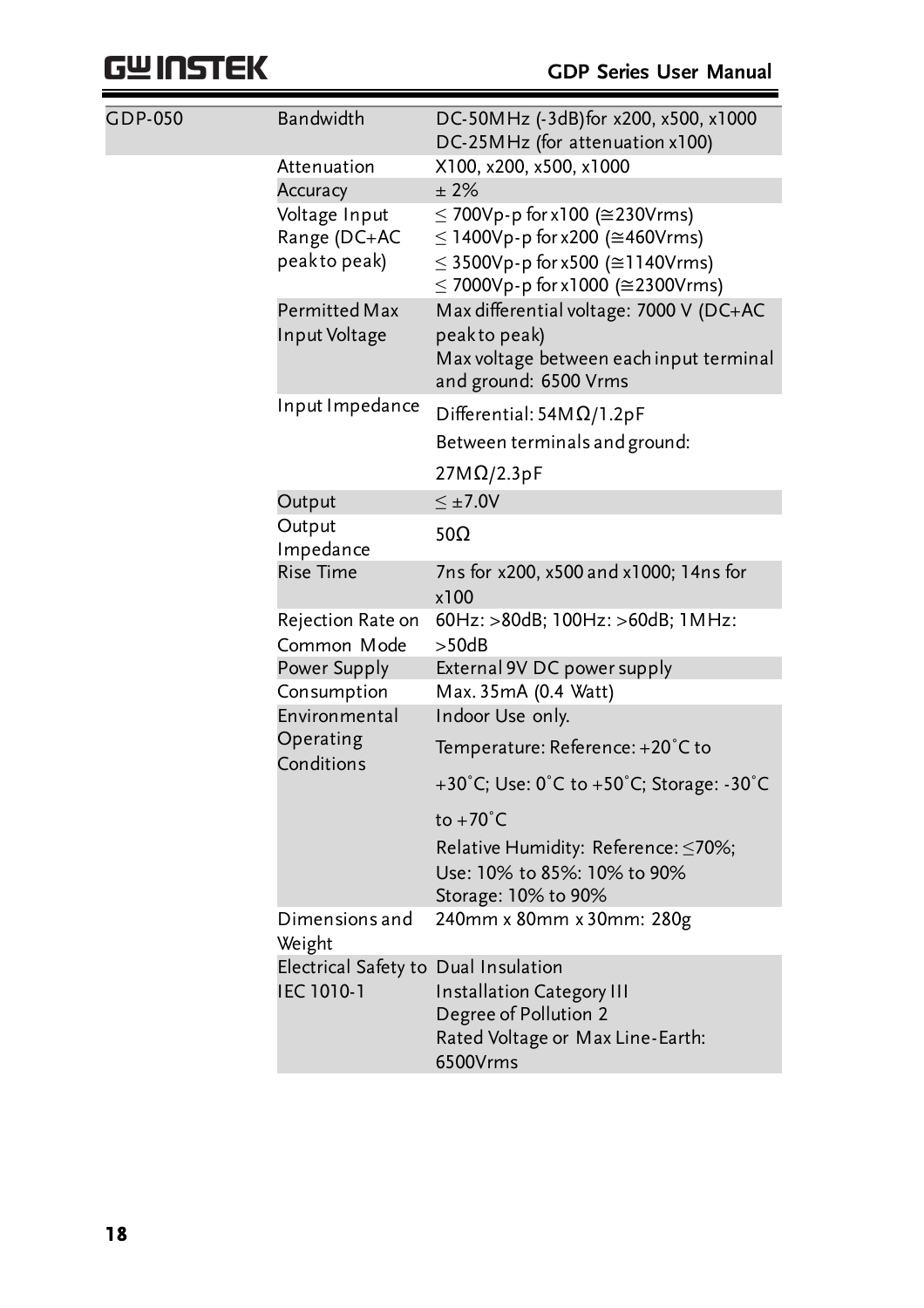| | | |
|---|---|---|
| GDP-050 | Bandwidth | DC-50MHz (-3dB)for x200, x500, x1000<br>DC-25MHz (for attenuation x100) |
| | Attenuation | X100, x200, x500, x1000 |
| | Accuracy | ± 2% |
| | Voltage Input Range (DC+AC peak to peak) | ≤ 700Vp-p for x100 (≅230Vrms)<br>≤ 1400Vp-p for x200 (≅460Vrms)<br>≤ 3500Vp-p for x500 (≅1140Vrms)<br>≤ 7000Vp-p for x1000 (≅2300Vrms) |
| | Permitted Max Input Voltage | Max differential voltage: 7000 V (DC+AC peak to peak)<br>Max voltage between each input terminal and ground: 6500 Vrms |
| | Input Impedance | Differential: 54MΩ/1.2pF<br>Between terminals and ground:<br>27MΩ/2.3pF |
| | Output | ≤ ±7.0V |
| | Output Impedance | 50Ω |
| | Rise Time | 7ns for x200, x500 and x1000; 14ns for x100 |
| | Rejection Rate on Common Mode | 60Hz: >80dB; 100Hz: >60dB; 1MHz: >50dB |
| | Power Supply | External 9V DC power supply |
| | Consumption | Max. 35mA (0.4 Watt) |
| | Environmental Operating Conditions | Indoor Use only.<br>Temperature: Reference: +20˚C to +30˚C; Use: 0˚C to +50˚C; Storage: -30˚C to +70˚C<br>Relative Humidity: Reference: ≤70%; Use: 10% to 85%: 10% to 90%<br>Storage: 10% to 90% |
| | Dimensions and Weight | 240mm x 80mm x 30mm: 280g |
| | Electrical Safety to IEC 1010-1 | Dual Insulation<br>Installation Category III<br>Degree of Pollution 2<br>Rated Voltage or Max Line-Earth: 6500Vrms |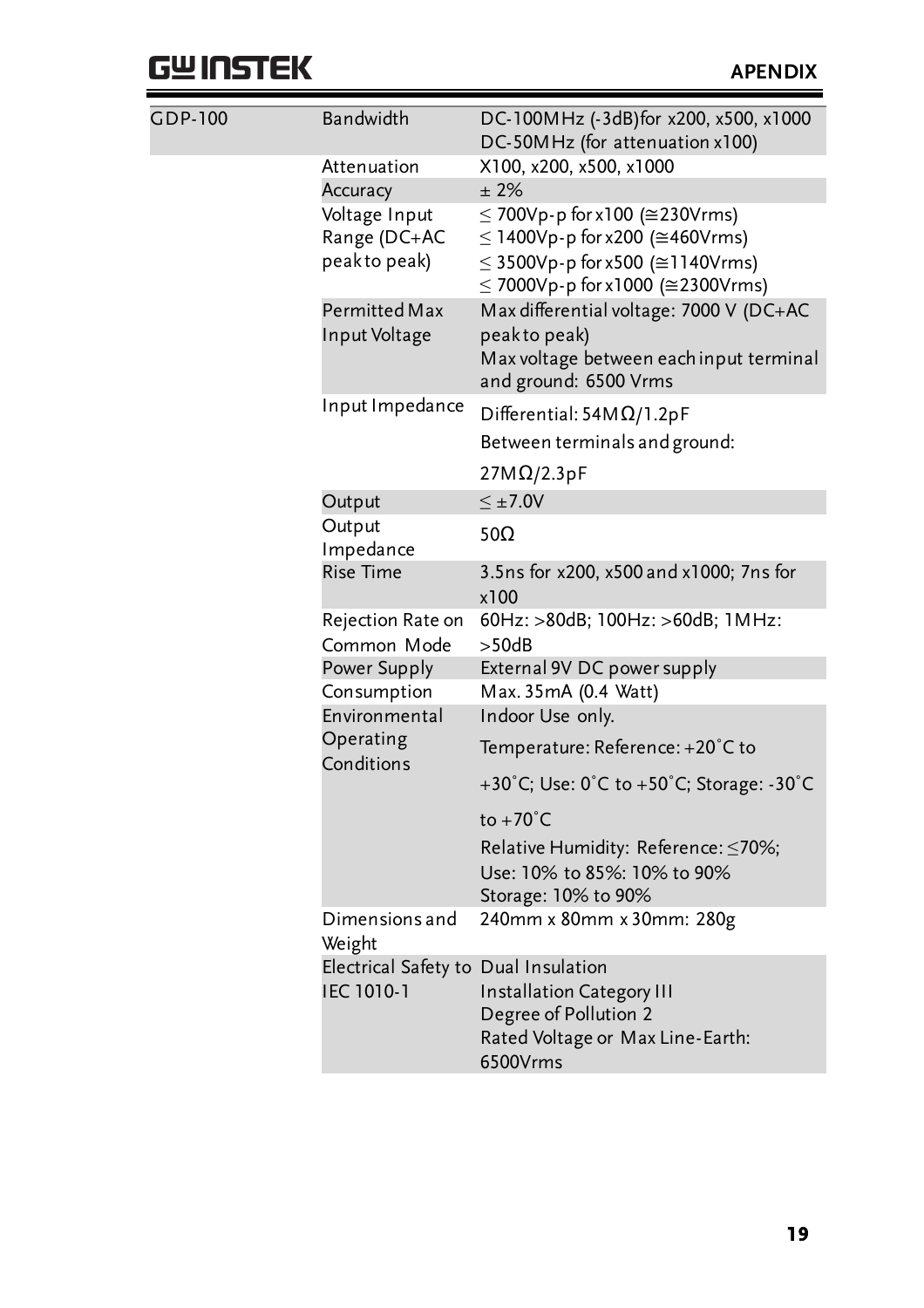| GDP-100 | | |
|---|---|---|
| | Bandwidth | DC-100MHz (-3dB)for x200, x500, x1000<br>DC-50MHz (for attenuation x100) |
| | Attenuation | X100, x200, x500, x1000 |
| | Accuracy | ± 2% |
| | Voltage Input Range (DC+AC peak to peak) | ≤ 700Vp-p for x100 (≅230Vrms)<br>≤ 1400Vp-p for x200 (≅460Vrms)<br>≤ 3500Vp-p for x500 (≅1140Vrms)<br>≤ 7000Vp-p for x1000 (≅2300Vrms) |
| | Permitted Max Input Voltage | Max differential voltage: 7000 V (DC+AC peak to peak)<br>Max voltage between each input terminal and ground: 6500 Vrms |
| | Input Impedance | Differential: 54MΩ/1.2pF<br>Between terminals and ground:<br>27MΩ/2.3pF |
| | Output | ≤ ±7.0V |
| | Output Impedance | 50Ω |
| | Rise Time | 3.5ns for x200, x500 and x1000; 7ns for x100 |
| | Rejection Rate on Common Mode | 60Hz: >80dB; 100Hz: >60dB; 1MHz: >50dB |
| | Power Supply | External 9V DC power supply |
| | Consumption | Max. 35mA (0.4 Watt) |
| | Environmental Operating Conditions | Indoor Use only.<br>Temperature: Reference: +20˚C to +30˚C; Use: 0˚C to +50˚C; Storage: -30˚C to +70˚C<br>Relative Humidity: Reference: ≤70%;<br>Use: 10% to 85%: 10% to 90%<br>Storage: 10% to 90% |
| | Dimensions and Weight | 240mm x 80mm x 30mm: 280g |
| | Electrical Safety to IEC 1010-1 | Dual Insulation<br>Installation Category III<br>Degree of Pollution 2<br>Rated Voltage or Max Line-Earth: 6500Vrms |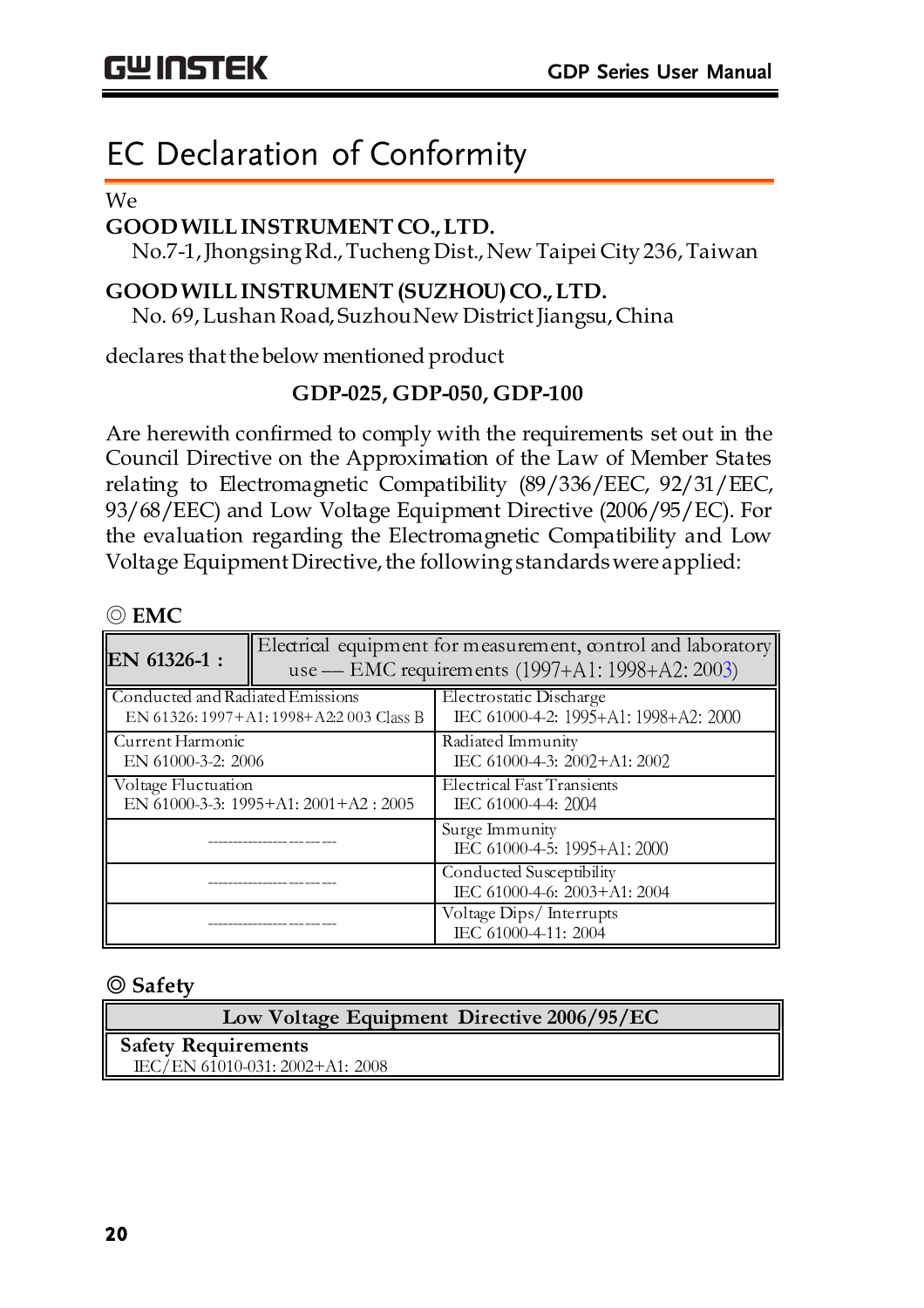# EC Declaration of Conformity

We

**GOOD WILL INSTRUMENT CO., LTD.**

No.7-1, Jhongsing Rd., Tucheng Dist., New Taipei City 236, Taiwan

**GOOD WILL INSTRUMENT (SUZHOU) CO., LTD.**

No. 69, Lushan Road, Suzhou New District Jiangsu, China

declares that the below mentioned product

**GDP-025, GDP-050, GDP-100**

Are herewith confirmed to comply with the requirements set out in the Council Directive on the Approximation of the Law of Member States relating to Electromagnetic Compatibility (89/336/EEC, 92/31/EEC, 93/68/EEC) and Low Voltage Equipment Directive (2006/95/EC). For the evaluation regarding the Electromagnetic Compatibility and Low Voltage Equipment Directive, the following standards were applied:

◎ **EMC**

| **EN 61326-1 :** | Electrical equipment for measurement, control and laboratory use — EMC requirements (1997+A1: 1998+A2: 2003) |
|---|---|
| Conducted and Radiated Emissions<br>EN 61326: 1997+A1: 1998+A2:2 003 Class B | Electrostatic Discharge<br>IEC 61000-4-2: 1995+A1: 1998+A2: 2000 |
| Current Harmonic<br>EN 61000-3-2: 2006 | Radiated Immunity<br>IEC 61000-4-3: 2002+A1: 2002 |
| Voltage Fluctuation<br>EN 61000-3-3: 1995+A1: 2001+A2 : 2005 | Electrical Fast Transients<br>IEC 61000-4-4: 2004 |
| ----------------------- | Surge Immunity<br>IEC 61000-4-5: 1995+A1: 2000 |
| ----------------------- | Conducted Susceptibility<br>IEC 61000-4-6: 2003+A1: 2004 |
| ----------------------- | Voltage Dips/ Interrupts<br>IEC 61000-4-11: 2004 |

◎ **Safety**

| **Low Voltage Equipment Directive 2006/95/EC** |
|---|
| **Safety Requirements**<br>IEC/EN 61010-031: 2002+A1: 2008 |